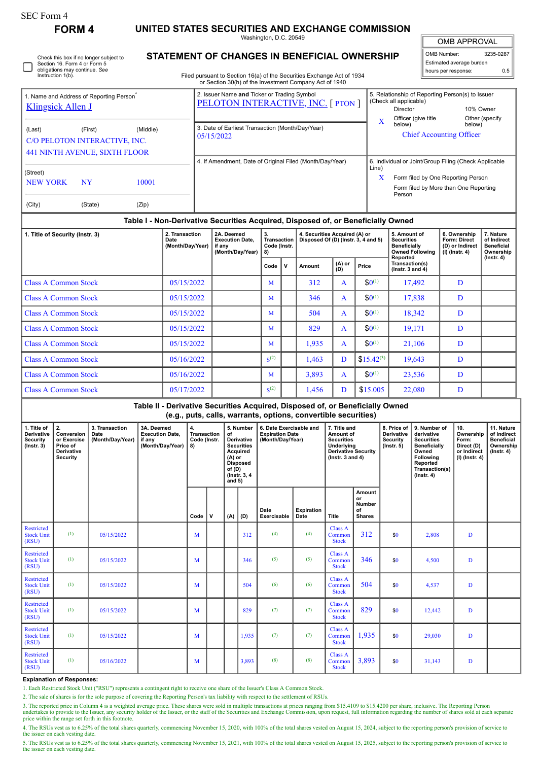SEC Form 4

**FORM 4**

# UNITED STATES SECURITIES AND EXCHANGE COMMISSION

Washington, D.C. 20549

## STATEMENT OF CHANGES IN BENEFICIAL OWNERSHIP

Filed pursuant to Section 16(a) of the Securities Exchange Act of 1934 or Section 30(h) of the Investment Company Act of 1940

| OMB APPROVAL | |
|---|---|
| OMB Number: | 3235-0287 |
| Estimated average burden | |
| hours per response: | 0.5 |

☐ Check this box if no longer subject to Section 16. Form 4 or Form 5 obligations may continue. *See* Instruction 1(b).

1. Name and Address of Reporting Person*
Klingsick Allen J

(Last) (First) (Middle)
C/O PELOTON INTERACTIVE, INC.
441 NINTH AVENUE, SIXTH FLOOR

(Street)
NEW YORK NY 10001

(City) (State) (Zip)

2. Issuer Name **and** Ticker or Trading Symbol
PELOTON INTERACTIVE, INC. [ PTON ]

3. Date of Earliest Transaction (Month/Day/Year)
05/15/2022

4. If Amendment, Date of Original Filed (Month/Day/Year)

5. Relationship of Reporting Person(s) to Issuer (Check all applicable)
Director | 10% Owner
X Officer (give title below) | Other (specify below)
Chief Accounting Officer

6. Individual or Joint/Group Filing (Check Applicable Line)
X Form filed by One Reporting Person
Form filed by More than One Reporting Person

### Table I - Non-Derivative Securities Acquired, Disposed of, or Beneficially Owned

| 1. Title of Security (Instr. 3) | 2. Transaction Date (Month/Day/Year) | 2A. Deemed Execution Date, if any (Month/Day/Year) | 3. Transaction Code (Instr. 8) | | 4. Securities Acquired (A) or Disposed Of (D) (Instr. 3, 4 and 5) | | | 5. Amount of Securities Beneficially Owned Following Reported Transaction(s) (Instr. 3 and 4) | 6. Ownership Form: Direct (D) or Indirect (I) (Instr. 4) | 7. Nature of Indirect Beneficial Ownership (Instr. 4) |
|---|---|---|---|---|---|---|---|---|---|---|
| | | | Code | V | Amount | (A) or (D) | Price | | | |
| Class A Common Stock | 05/15/2022 | | M | | 312 | A | $0(1) | 17,492 | D | |
| Class A Common Stock | 05/15/2022 | | M | | 346 | A | $0(1) | 17,838 | D | |
| Class A Common Stock | 05/15/2022 | | M | | 504 | A | $0(1) | 18,342 | D | |
| Class A Common Stock | 05/15/2022 | | M | | 829 | A | $0(1) | 19,171 | D | |
| Class A Common Stock | 05/15/2022 | | M | | 1,935 | A | $0(1) | 21,106 | D | |
| Class A Common Stock | 05/16/2022 | | S(2) | | 1,463 | D | $15.42(3) | 19,643 | D | |
| Class A Common Stock | 05/16/2022 | | M | | 3,893 | A | $0(1) | 23,536 | D | |
| Class A Common Stock | 05/17/2022 | | S(2) | | 1,456 | D | $15.005 | 22,080 | D | |

### Table II - Derivative Securities Acquired, Disposed of, or Beneficially Owned (e.g., puts, calls, warrants, options, convertible securities)

| 1. Title of Derivative Security (Instr. 3) | 2. Conversion or Exercise Price of Derivative Security | 3. Transaction Date (Month/Day/Year) | 3A. Deemed Execution Date, if any (Month/Day/Year) | 4. Transaction Code (Instr. 8) | | 5. Number of Derivative Securities Acquired (A) or Disposed of (D) (Instr. 3, 4 and 5) | | 6. Date Exercisable and Expiration Date (Month/Day/Year) | | 7. Title and Amount of Underlying Derivative Security (Instr. 3 and 4) | | 8. Price of Derivative Security (Instr. 5) | 9. Number of derivative Securities Beneficially Owned Following Reported Transaction(s) (Instr. 4) | 10. Ownership Form: Direct (D) or Indirect (I) (Instr. 4) | 11. Nature of Indirect Beneficial Ownership (Instr. 4) |
|---|---|---|---|---|---|---|---|---|---|---|---|---|---|---|---|
| | | | | Code | V | (A) | (D) | Date Exercisable | Expiration Date | Title | Amount or Number of Shares | | | | |
| Restricted Stock Unit (RSU) | (1) | 05/15/2022 | | M | | | 312 | (4) | (4) | Class A Common Stock | 312 | $0 | 2,808 | D | |
| Restricted Stock Unit (RSU) | (1) | 05/15/2022 | | M | | | 346 | (5) | (5) | Class A Common Stock | 346 | $0 | 4,500 | D | |
| Restricted Stock Unit (RSU) | (1) | 05/15/2022 | | M | | | 504 | (6) | (6) | Class A Common Stock | 504 | $0 | 4,537 | D | |
| Restricted Stock Unit (RSU) | (1) | 05/15/2022 | | M | | | 829 | (7) | (7) | Class A Common Stock | 829 | $0 | 12,442 | D | |
| Restricted Stock Unit (RSU) | (1) | 05/15/2022 | | M | | | 1,935 | (7) | (7) | Class A Common Stock | 1,935 | $0 | 29,030 | D | |
| Restricted Stock Unit (RSU) | (1) | 05/16/2022 | | M | | | 3,893 | (8) | (8) | Class A Common Stock | 3,893 | $0 | 31,143 | D | |

**Explanation of Responses:**

1. Each Restricted Stock Unit ("RSU") represents a contingent right to receive one share of the Issuer's Class A Common Stock.
2. The sale of shares is for the sole purpose of covering the Reporting Person's tax liability with respect to the settlement of RSUs.
3. The reported price in Column 4 is a weighted average price. These shares were sold in multiple transactions at prices ranging from $15.4109 to $15.4200 per share, inclusive. The Reporting Person undertakes to provide to the Issuer, any security holder of the Issuer, or the staff of the Securities and Exchange Commission, upon request, full information regarding the number of shares sold at each separate price within the range set forth in this footnote.
4. The RSUs vest as to 6.25% of the total shares quarterly, commencing November 15, 2020, with 100% of the total shares vested on August 15, 2024, subject to the reporting person's provision of service to the issuer on each vesting date.
5. The RSUs vest as to 6.25% of the total shares quarterly, commencing November 15, 2021, with 100% of the total shares vested on August 15, 2025, subject to the reporting person's provision of service to the issuer on each vesting date.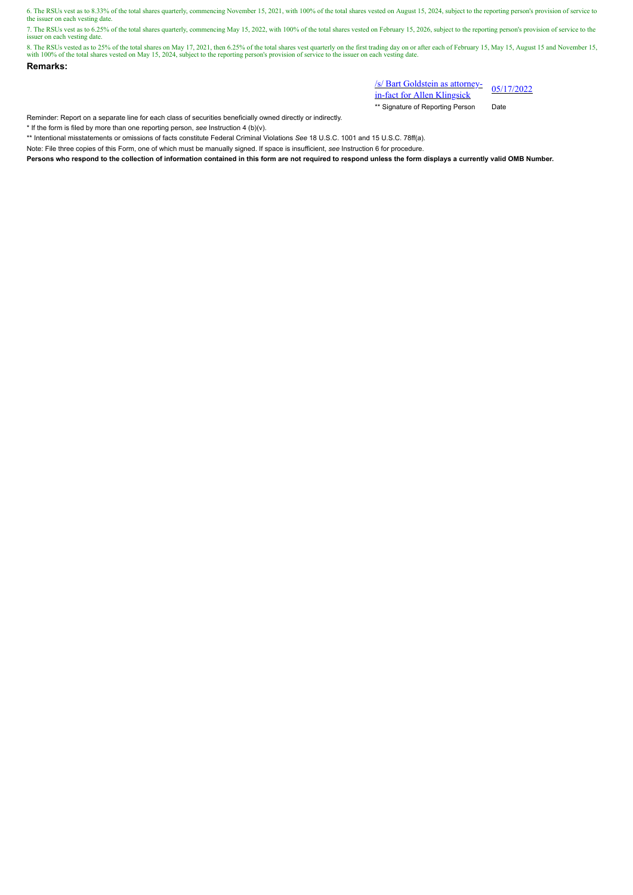6. The RSUs vest as to 8.33% of the total shares quarterly, commencing November 15, 2021, with 100% of the total shares vested on August 15, 2024, subject to the reporting person's provision of service to the issuer on each vesting date.

7. The RSUs vest as to 6.25% of the total shares quarterly, commencing May 15, 2022, with 100% of the total shares vested on February 15, 2026, subject to the reporting person's provision of service to the issuer on each vesting date.

8. The RSUs vested as to 25% of the total shares on May 17, 2021, then 6.25% of the total shares vest quarterly on the first trading day on or after each of February 15, May 15, August 15 and November 15, with 100% of the total shares vested on May 15, 2024, subject to the reporting person's provision of service to the issuer on each vesting date.

**Remarks:**

| | |
|---|---|
| /s/ Bart Goldstein as attorney-in-fact for Allen Klingsick | 05/17/2022 |
| ** Signature of Reporting Person | Date |

Reminder: Report on a separate line for each class of securities beneficially owned directly or indirectly.

* If the form is filed by more than one reporting person, *see* Instruction 4 (b)(v).

** Intentional misstatements or omissions of facts constitute Federal Criminal Violations *See* 18 U.S.C. 1001 and 15 U.S.C. 78ff(a).

Note: File three copies of this Form, one of which must be manually signed. If space is insufficient, *see* Instruction 6 for procedure.

**Persons who respond to the collection of information contained in this form are not required to respond unless the form displays a currently valid OMB Number.**